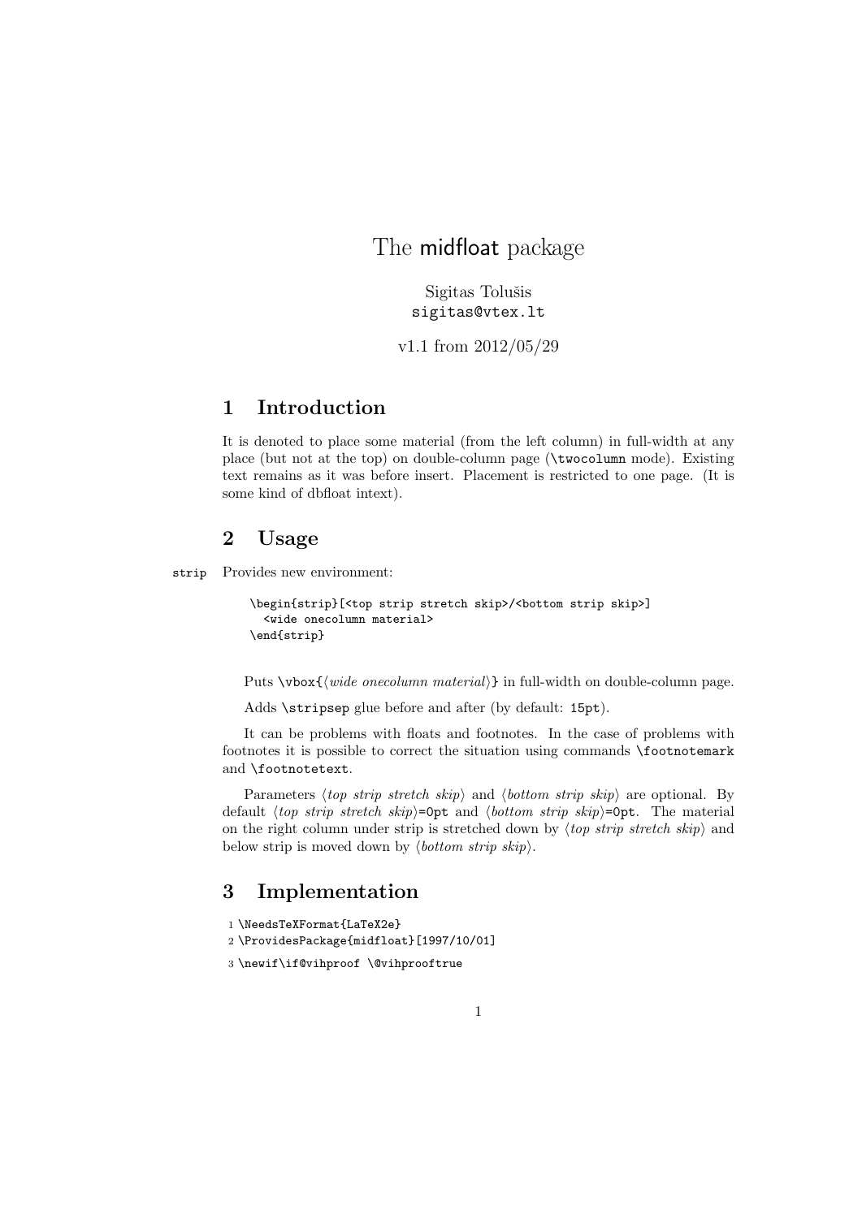# The midfloat package

Sigitas Tolušis
sigitas@vtex.lt

v1.1 from 2012/05/29

## 1 Introduction

It is denoted to place some material (from the left column) in full-width at any place (but not at the top) on double-column page (`\twocolumn` mode). Existing text remains as it was before insert. Placement is restricted to one page. (It is some kind of dbfloat intext).

## 2 Usage

`strip` Provides new environment:

```
\begin{strip}[<top strip stretch skip>/<bottom strip skip>]
  <wide onecolumn material>
\end{strip}
```

Puts `\vbox{`⟨*wide onecolumn material*⟩`}` in full-width on double-column page.

Adds `\stripsep` glue before and after (by default: `15pt`).

It can be problems with floats and footnotes. In the case of problems with footnotes it is possible to correct the situation using commands `\footnotemark` and `\footnotetext`.

Parameters ⟨*top strip stretch skip*⟩ and ⟨*bottom strip skip*⟩ are optional. By default ⟨*top strip stretch skip*⟩=`0pt` and ⟨*bottom strip skip*⟩=`0pt`. The material on the right column under strip is stretched down by ⟨*top strip stretch skip*⟩ and below strip is moved down by ⟨*bottom strip skip*⟩.

## 3 Implementation

```
1 \NeedsTeXFormat{LaTeX2e}
2 \ProvidesPackage{midfloat}[1997/10/01]
3 \newif\if@vihproof \@vihprooftrue
```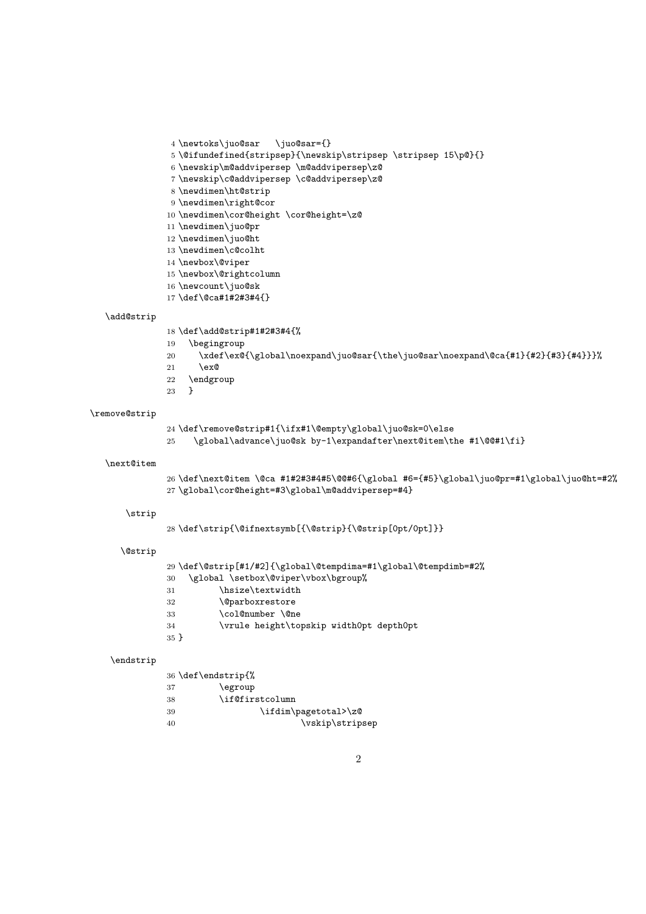```
 4 \newtoks\juo@sar   \juo@sar={}
 5 \@ifundefined{stripsep}{\newskip\stripsep \stripsep 15\p@}{}
 6 \newskip\m@addvipersep \m@addvipersep\z@
 7 \newskip\c@addvipersep \c@addvipersep\z@
 8 \newdimen\ht@strip
 9 \newdimen\right@cor
10 \newdimen\cor@height \cor@height=\z@
11 \newdimen\juo@pr
12 \newdimen\juo@ht
13 \newdimen\c@colht
14 \newbox\@viper
15 \newbox\@rightcolumn
16 \newcount\juo@sk
17 \def\@ca#1#2#3#4{}
```

\add@strip

```
18 \def\add@strip#1#2#3#4{%
19   \begingroup
20     \xdef\ex@{\global\noexpand\juo@sar{\the\juo@sar\noexpand\@ca{#1}{#2}{#3}{#4}}}%
21     \ex@
22   \endgroup
23   }
```

\remove@strip

```
24 \def\remove@strip#1{\ifx#1\@empty\global\juo@sk=0\else
25    \global\advance\juo@sk by-1\expandafter\next@item\the #1\@@#1\fi}
```

\next@item

```
26 \def\next@item \@ca #1#2#3#4#5\@@#6{\global #6={#5}\global\juo@pr=#1\global\juo@ht=#2%
27 \global\cor@height=#3\global\m@addvipersep=#4}
```

\strip

```
28 \def\strip{\@ifnextsymb[{\@strip}{\@strip[0pt/0pt]}}
```

\@strip

```
29 \def\@strip[#1/#2]{\global\@tempdima=#1\global\@tempdimb=#2%
30   \global \setbox\@viper\vbox\bgroup%
31         \hsize\textwidth
32         \@parboxrestore
33         \col@number \@ne
34         \vrule height\topskip width0pt depth0pt
35 }
```

\endstrip

```
36 \def\endstrip{%
37         \egroup
38         \if@firstcolumn
39                 \ifdim\pagetotal>\z@
40                         \vskip\stripsep
```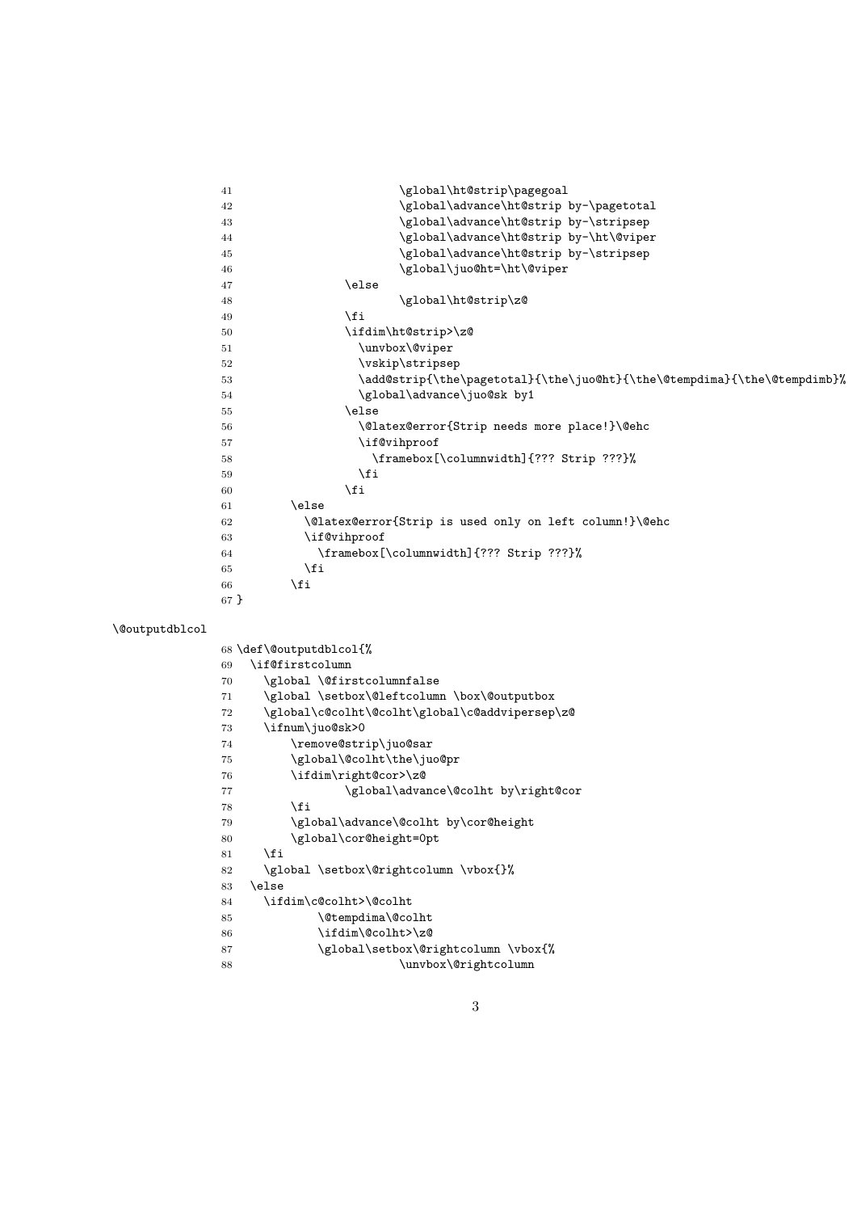```
41                         \global\ht@strip\pagegoal
42                         \global\advance\ht@strip by-\pagetotal
43                         \global\advance\ht@strip by-\stripsep
44                         \global\advance\ht@strip by-\ht\@viper
45                         \global\advance\ht@strip by-\stripsep
46                         \global\juo@ht=\ht\@viper
47                 \else
48                         \global\ht@strip\z@
49                 \fi
50                 \ifdim\ht@strip>\z@
51                   \unvbox\@viper
52                   \vskip\stripsep
53                   \add@strip{\the\pagetotal}{\the\juo@ht}{\the\@tempdima}{\the\@tempdimb}%
54                   \global\advance\juo@sk by1
55                 \else
56                   \@latex@error{Strip needs more place!}\@ehc
57                   \if@vihproof
58                     \framebox[\columnwidth]{??? Strip ???}%
59                   \fi
60                 \fi
61         \else
62           \@latex@error{Strip is used only on left column!}\@ehc
63           \if@vihproof
64             \framebox[\columnwidth]{??? Strip ???}%
65           \fi
66         \fi
67 }
```

\@outputdblcol

```
68 \def\@outputdblcol{%
69   \if@firstcolumn
70     \global \@firstcolumnfalse
71     \global \setbox\@leftcolumn \box\@outputbox
72     \global\c@colht\@colht\global\c@addvipersep\z@
73     \ifnum\juo@sk>0
74         \remove@strip\juo@sar
75         \global\@colht\the\juo@pr
76         \ifdim\right@cor>\z@
77                 \global\advance\@colht by\right@cor
78         \fi
79         \global\advance\@colht by\cor@height
80         \global\cor@height=0pt
81     \fi
82     \global \setbox\@rightcolumn \vbox{}%
83   \else
84     \ifdim\c@colht>\@colht
85             \@tempdima\@colht
86             \ifdim\@colht>\z@
87             \global\setbox\@rightcolumn \vbox{%
88                         \unvbox\@rightcolumn
```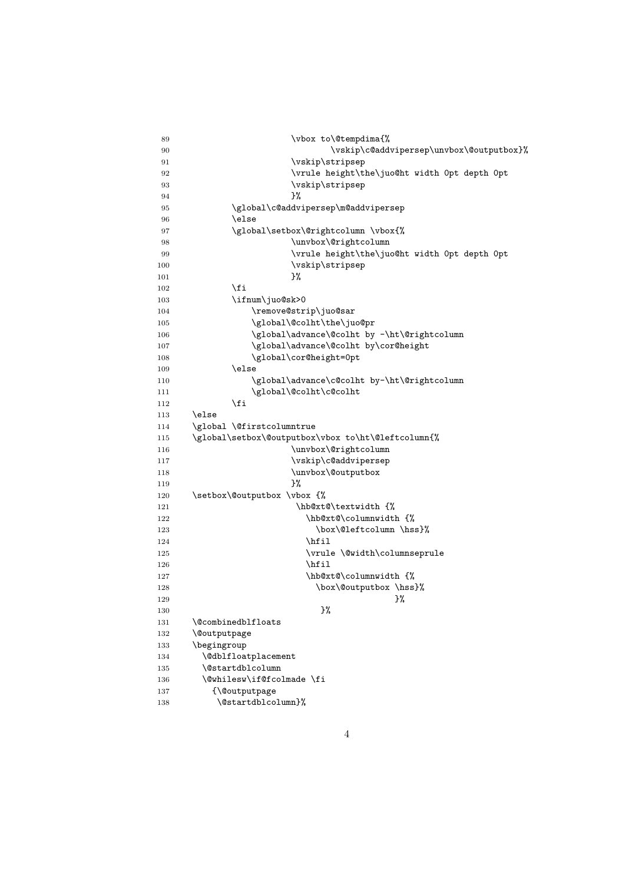```
89                      \vbox to\@tempdima{%
90                              \vskip\c@addvipersep\unvbox\@outputbox}%
91                      \vskip\stripsep
92                      \vrule height\the\juo@ht width 0pt depth 0pt
93                      \vskip\stripsep
94                      }%
95          \global\c@addvipersep\m@addvipersep
96          \else
97          \global\setbox\@rightcolumn \vbox{%
98                      \unvbox\@rightcolumn
99                      \vrule height\the\juo@ht width 0pt depth 0pt
100                     \vskip\stripsep
101                     }%
102         \fi
103         \ifnum\juo@sk>0
104             \remove@strip\juo@sar
105             \global\@colht\the\juo@pr
106             \global\advance\@colht by -\ht\@rightcolumn
107             \global\advance\@colht by\cor@height
108             \global\cor@height=0pt
109         \else
110             \global\advance\c@colht by-\ht\@rightcolumn
111             \global\@colht\c@colht
112         \fi
113   \else
114   \global \@firstcolumntrue
115   \global\setbox\@outputbox\vbox to\ht\@leftcolumn{%
116                     \unvbox\@rightcolumn
117                     \vskip\c@addvipersep
118                     \unvbox\@outputbox
119                     }%
120   \setbox\@outputbox \vbox {%
121                      \hb@xt@\textwidth {%
122                        \hb@xt@\columnwidth {%
123                          \box\@leftcolumn \hss}%
124                        \hfil
125                        \vrule \@width\columnseprule
126                        \hfil
127                        \hb@xt@\columnwidth {%
128                          \box\@outputbox \hss}%
129                                          }%
130                           }%
131   \@combinedblfloats
132   \@outputpage
133   \begingroup
134     \@dblfloatplacement
135     \@startdblcolumn
136     \@whilesw\if@fcolmade \fi
137       {\@outputpage
138        \@startdblcolumn}%
```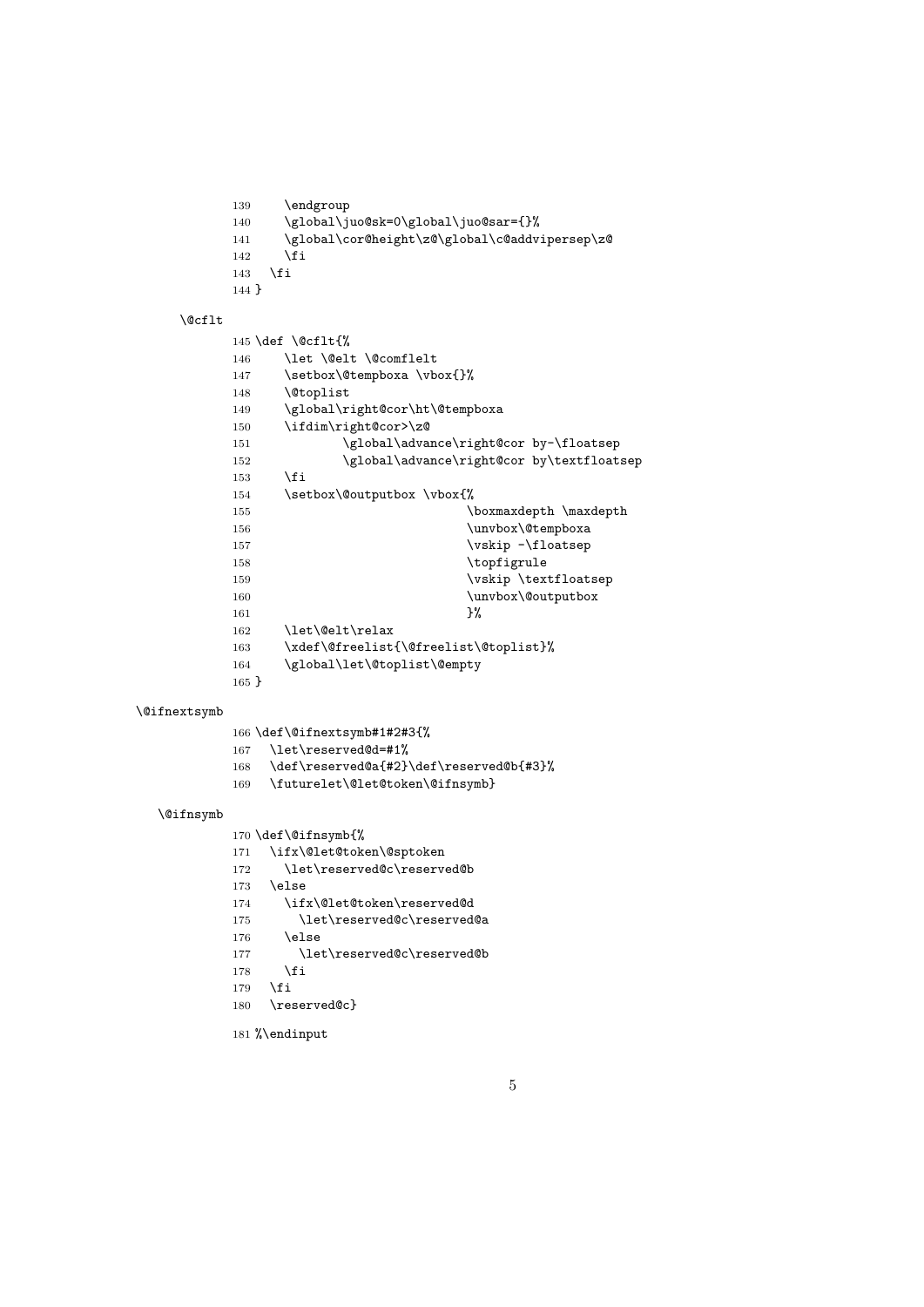```
139     \endgroup
140     \global\juo@sk=0\global\juo@sar={}%
141     \global\cor@height\z@\global\c@addvipersep\z@
142     \fi
143   \fi
144 }
```

\@cflt

```
145 \def \@cflt{%
146     \let \@elt \@comflelt
147     \setbox\@tempboxa \vbox{}%
148     \@toplist
149     \global\right@cor\ht\@tempboxa
150     \ifdim\right@cor>\z@
151             \global\advance\right@cor by-\floatsep
152             \global\advance\right@cor by\textfloatsep
153     \fi
154     \setbox\@outputbox \vbox{%
155                             \boxmaxdepth \maxdepth
156                             \unvbox\@tempboxa
157                             \vskip -\floatsep
158                             \topfigrule
159                             \vskip \textfloatsep
160                             \unvbox\@outputbox
161                             }%
162     \let\@elt\relax
163     \xdef\@freelist{\@freelist\@toplist}%
164     \global\let\@toplist\@empty
165 }
```

\@ifnextsymb

```
166 \def\@ifnextsymb#1#2#3{%
167   \let\reserved@d=#1%
168   \def\reserved@a{#2}\def\reserved@b{#3}%
169   \futurelet\@let@token\@ifnsymb}
```

\@ifnsymb

```
170 \def\@ifnsymb{%
171   \ifx\@let@token\@sptoken
172     \let\reserved@c\reserved@b
173   \else
174     \ifx\@let@token\reserved@d
175       \let\reserved@c\reserved@a
176     \else
177       \let\reserved@c\reserved@b
178     \fi
179   \fi
180   \reserved@c}
```

```
181 %\endinput
```